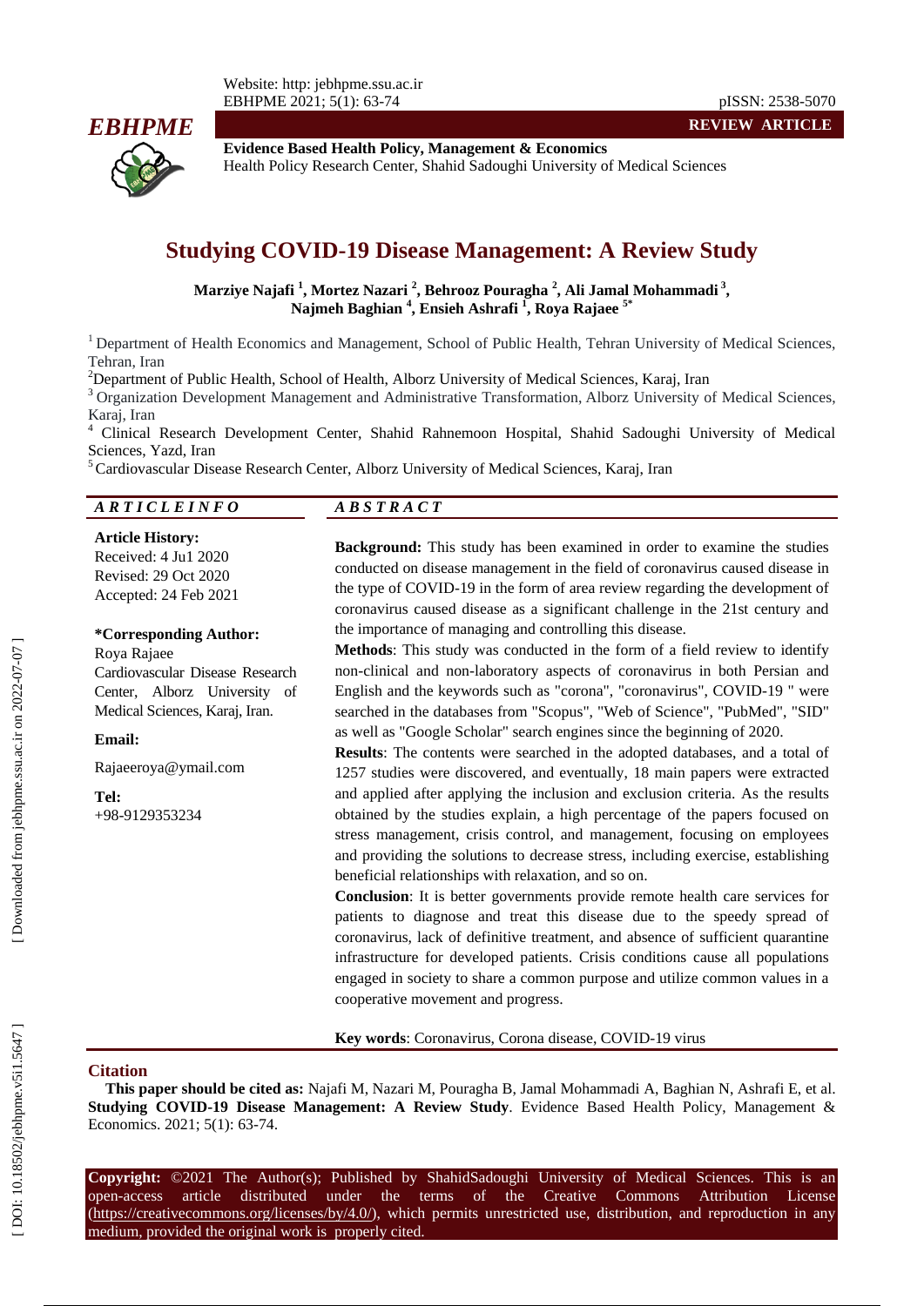**REVIEW ARTICLE**

**Evidence Based Health Policy, Management & Economics**
Health Policy Research Center, Shahid Sadoughi University of Medical Sciences

# Studying COVID-19 Disease Management: A Review Study

**Marziye Najafi [1], Mortez Nazari [2], Behrooz Pouragha [2], Ali Jamal Mohammadi [3], Najmeh Baghian [4], Ensieh Ashrafi [1], Roya Rajaee [5*]**

[1] Department of Health Economics and Management, School of Public Health, Tehran University of Medical Sciences, Tehran, Iran

[2] Department of Public Health, School of Health, Alborz University of Medical Sciences, Karaj, Iran

[3] Organization Development Management and Administrative Transformation, Alborz University of Medical Sciences, Karaj, Iran

[4] Clinical Research Development Center, Shahid Rahnemoon Hospital, Shahid Sadoughi University of Medical Sciences, Yazd, Iran

[5] Cardiovascular Disease Research Center, Alborz University of Medical Sciences, Karaj, Iran

## ARTICLE INFO

**Article History:**
Received: 4 Ju1 2020
Revised: 29 Oct 2020
Accepted: 24 Feb 2021

**\*Corresponding Author:**
Roya Rajaee
Cardiovascular Disease Research Center, Alborz University of Medical Sciences, Karaj, Iran.

**Email:**
Rajaeeroya@ymail.com

**Tel:**
+98-9129353234

## ABSTRACT

**Background:** This study has been examined in order to examine the studies conducted on disease management in the field of coronavirus caused disease in the type of COVID-19 in the form of area review regarding the development of coronavirus caused disease as a significant challenge in the 21st century and the importance of managing and controlling this disease.

**Methods**: This study was conducted in the form of a field review to identify non-clinical and non-laboratory aspects of coronavirus in both Persian and English and the keywords such as "corona", "coronavirus", COVID-19 " were searched in the databases from "Scopus", "Web of Science", "PubMed", "SID" as well as "Google Scholar" search engines since the beginning of 2020.

**Results**: The contents were searched in the adopted databases, and a total of 1257 studies were discovered, and eventually, 18 main papers were extracted and applied after applying the inclusion and exclusion criteria. As the results obtained by the studies explain, a high percentage of the papers focused on stress management, crisis control, and management, focusing on employees and providing the solutions to decrease stress, including exercise, establishing beneficial relationships with relaxation, and so on.

**Conclusion**: It is better governments provide remote health care services for patients to diagnose and treat this disease due to the speedy spread of coronavirus, lack of definitive treatment, and absence of sufficient quarantine infrastructure for developed patients. Crisis conditions cause all populations engaged in society to share a common purpose and utilize common values in a cooperative movement and progress.

**Key words**: Coronavirus, Corona disease, COVID-19 virus

## Citation

**This paper should be cited as:** Najafi M, Nazari M, Pouragha B, Jamal Mohammadi A, Baghian N, Ashrafi E, et al. **Studying COVID-19 Disease Management: A Review Study**. Evidence Based Health Policy, Management & Economics. 2021; 5(1): 63-74.

**Copyright:** ©2021 The Author(s); Published by ShahidSadoughi University of Medical Sciences. This is an open-access article distributed under the terms of the Creative Commons Attribution License (https://creativecommons.org/licenses/by/4.0/), which permits unrestricted use, distribution, and reproduction in any medium, provided the original work is properly cited.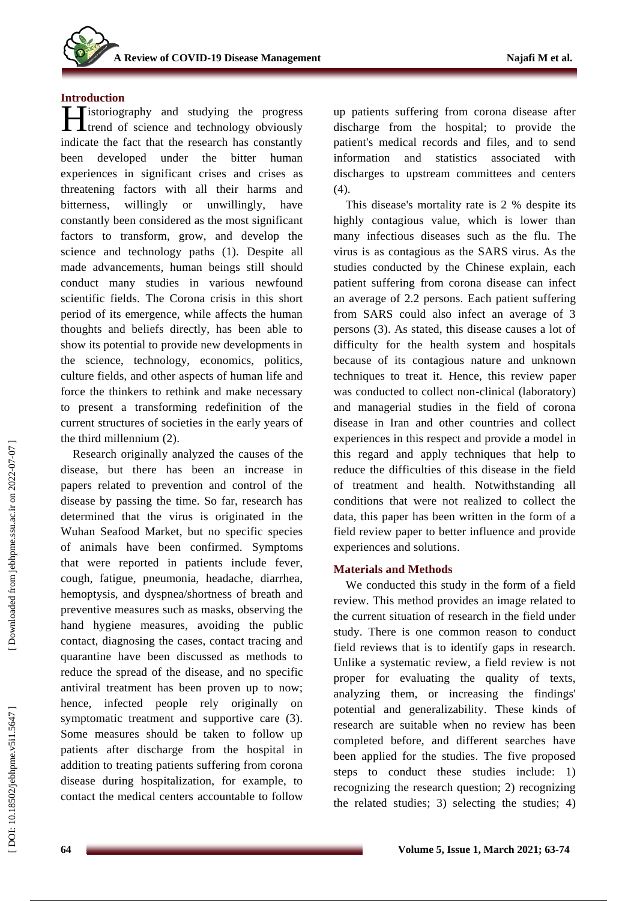## Introduction

Historiography and studying the progress trend of science and technology obviously indicate the fact that the research has constantly been developed under the bitter human experiences in significant crises and crises as threatening factors with all their harms and bitterness, willingly or unwillingly, have constantly been considered as the most significant factors to transform, grow, and develop the science and technology paths (1). Despite all made advancements, human beings still should conduct many studies in various newfound scientific fields. The Corona crisis in this short period of its emergence, while affects the human thoughts and beliefs directly, has been able to show its potential to provide new developments in the science, technology, economics, politics, culture fields, and other aspects of human life and force the thinkers to rethink and make necessary to present a transforming redefinition of the current structures of societies in the early years of the third millennium (2).

Research originally analyzed the causes of the disease, but there has been an increase in papers related to prevention and control of the disease by passing the time. So far, research has determined that the virus is originated in the Wuhan Seafood Market, but no specific species of animals have been confirmed. Symptoms that were reported in patients include fever, cough, fatigue, pneumonia, headache, diarrhea, hemoptysis, and dyspnea/shortness of breath and preventive measures such as masks, observing the hand hygiene measures, avoiding the public contact, diagnosing the cases, contact tracing and quarantine have been discussed as methods to reduce the spread of the disease, and no specific antiviral treatment has been proven up to now; hence, infected people rely originally on symptomatic treatment and supportive care (3). Some measures should be taken to follow up patients after discharge from the hospital in addition to treating patients suffering from corona disease during hospitalization, for example, to contact the medical centers accountable to follow up patients suffering from corona disease after discharge from the hospital; to provide the patient's medical records and files, and to send information and statistics associated with discharges to upstream committees and centers (4).

This disease's mortality rate is 2 % despite its highly contagious value, which is lower than many infectious diseases such as the flu. The virus is as contagious as the SARS virus. As the studies conducted by the Chinese explain, each patient suffering from corona disease can infect an average of 2.2 persons. Each patient suffering from SARS could also infect an average of 3 persons (3). As stated, this disease causes a lot of difficulty for the health system and hospitals because of its contagious nature and unknown techniques to treat it. Hence, this review paper was conducted to collect non-clinical (laboratory) and managerial studies in the field of corona disease in Iran and other countries and collect experiences in this respect and provide a model in this regard and apply techniques that help to reduce the difficulties of this disease in the field of treatment and health. Notwithstanding all conditions that were not realized to collect the data, this paper has been written in the form of a field review paper to better influence and provide experiences and solutions.

## Materials and Methods

We conducted this study in the form of a field review. This method provides an image related to the current situation of research in the field under study. There is one common reason to conduct field reviews that is to identify gaps in research. Unlike a systematic review, a field review is not proper for evaluating the quality of texts, analyzing them, or increasing the findings' potential and generalizability. These kinds of research are suitable when no review has been completed before, and different searches have been applied for the studies. The five proposed steps to conduct these studies include: 1) recognizing the research question; 2) recognizing the related studies; 3) selecting the studies; 4)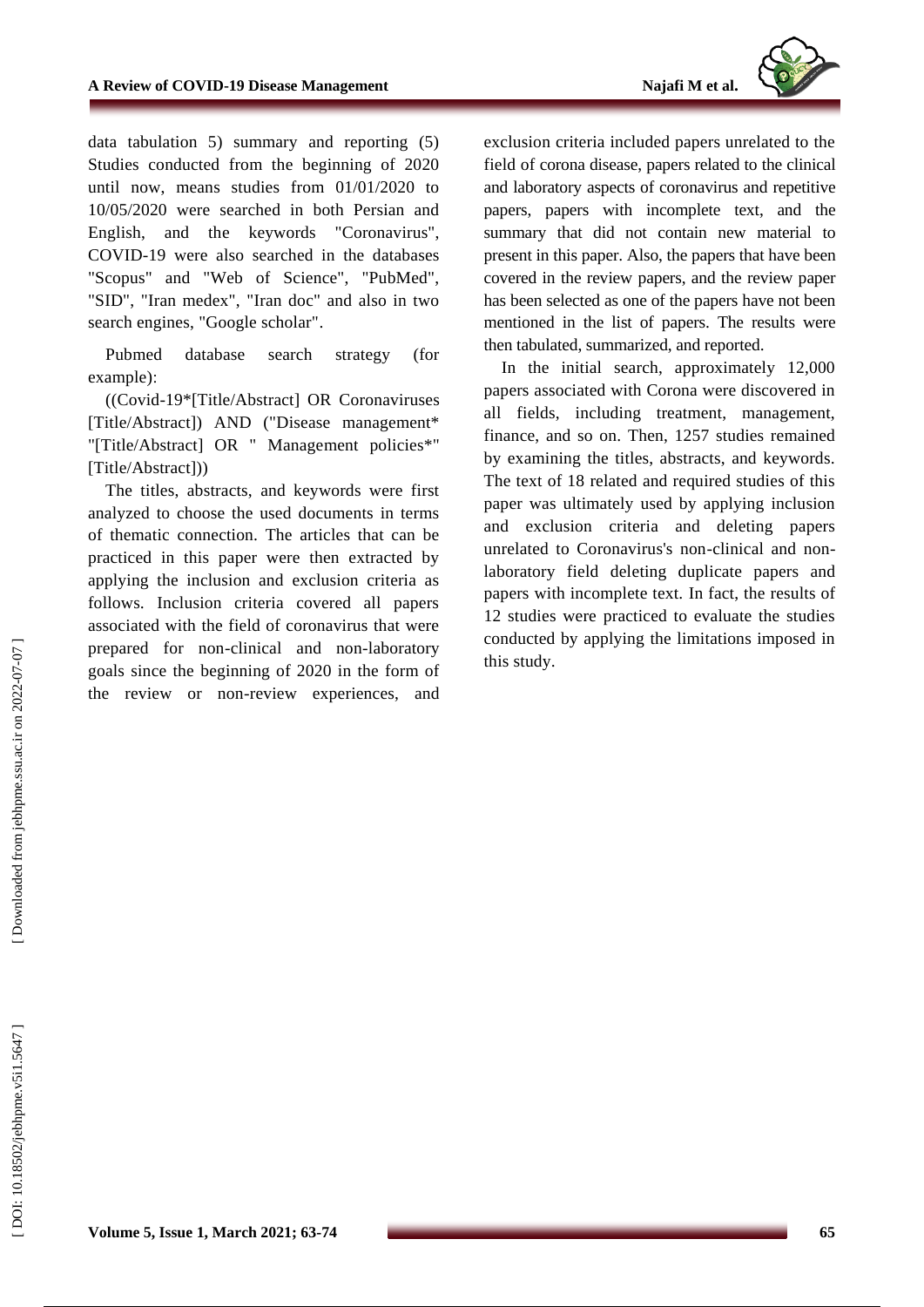data tabulation 5) summary and reporting (5) Studies conducted from the beginning of 2020 until now, means studies from 01/01/2020 to 10/05/2020 were searched in both Persian and English, and the keywords "Coronavirus", COVID-19 were also searched in the databases "Scopus" and "Web of Science", "PubMed", "SID", "Iran medex", "Iran doc" and also in two search engines, "Google scholar".

Pubmed database search strategy (for example):

((Covid-19*[Title/Abstract] OR Coronaviruses [Title/Abstract]) AND ("Disease management* "[Title/Abstract] OR " Management policies*" [Title/Abstract]))

The titles, abstracts, and keywords were first analyzed to choose the used documents in terms of thematic connection. The articles that can be practiced in this paper were then extracted by applying the inclusion and exclusion criteria as follows. Inclusion criteria covered all papers associated with the field of coronavirus that were prepared for non-clinical and non-laboratory goals since the beginning of 2020 in the form of the review or non-review experiences, and exclusion criteria included papers unrelated to the field of corona disease, papers related to the clinical and laboratory aspects of coronavirus and repetitive papers, papers with incomplete text, and the summary that did not contain new material to present in this paper. Also, the papers that have been covered in the review papers, and the review paper has been selected as one of the papers have not been mentioned in the list of papers. The results were then tabulated, summarized, and reported.

In the initial search, approximately 12,000 papers associated with Corona were discovered in all fields, including treatment, management, finance, and so on. Then, 1257 studies remained by examining the titles, abstracts, and keywords. The text of 18 related and required studies of this paper was ultimately used by applying inclusion and exclusion criteria and deleting papers unrelated to Coronavirus's non-clinical and non-laboratory field deleting duplicate papers and papers with incomplete text. In fact, the results of 12 studies were practiced to evaluate the studies conducted by applying the limitations imposed in this study.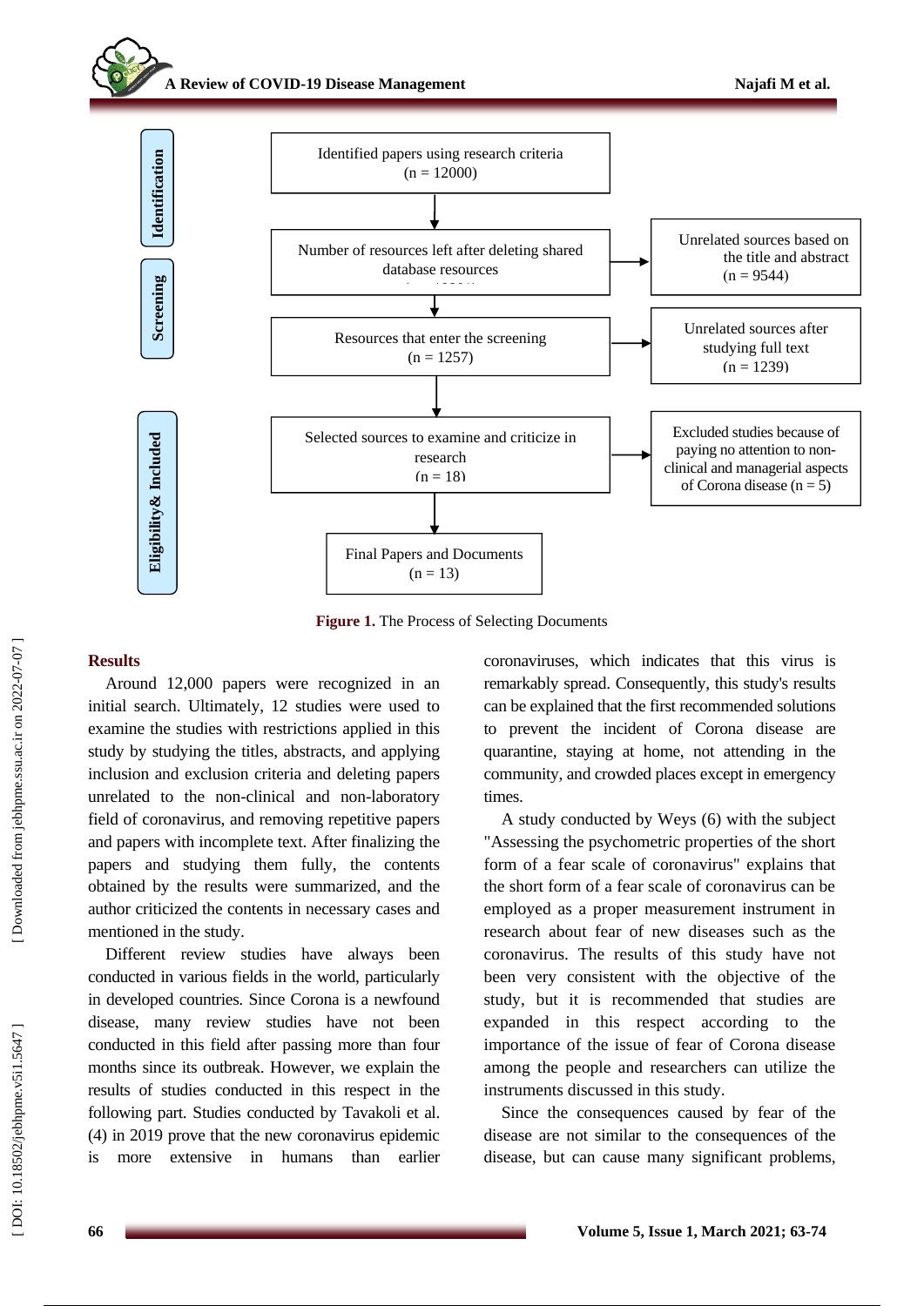| | | |
|---|---|---|
| **Identification** | Identified papers using research criteria (n = 12000) | |
| **Screening** | Number of resources left after deleting shared database resources | Unrelated sources based on the title and abstract (n = 9544) |
| | Resources that enter the screening (n = 1257) | Unrelated sources after studying full text (n = 1239) |
| **Eligibility& Included** | Selected sources to examine and criticize in research (n = 18) | Excluded studies because of paying no attention to non-clinical and managerial aspects of Corona disease (n = 5) |
| | Final Papers and Documents (n = 13) | |

**Figure 1.** The Process of Selecting Documents

## Results

Around 12,000 papers were recognized in an initial search. Ultimately, 12 studies were used to examine the studies with restrictions applied in this study by studying the titles, abstracts, and applying inclusion and exclusion criteria and deleting papers unrelated to the non-clinical and non-laboratory field of coronavirus, and removing repetitive papers and papers with incomplete text. After finalizing the papers and studying them fully, the contents obtained by the results were summarized, and the author criticized the contents in necessary cases and mentioned in the study.

Different review studies have always been conducted in various fields in the world, particularly in developed countries. Since Corona is a newfound disease, many review studies have not been conducted in this field after passing more than four months since its outbreak. However, we explain the results of studies conducted in this respect in the following part. Studies conducted by Tavakoli et al. (4) in 2019 prove that the new coronavirus epidemic is more extensive in humans than earlier coronaviruses, which indicates that this virus is remarkably spread. Consequently, this study's results can be explained that the first recommended solutions to prevent the incident of Corona disease are quarantine, staying at home, not attending in the community, and crowded places except in emergency times.

A study conducted by Weys (6) with the subject "Assessing the psychometric properties of the short form of a fear scale of coronavirus" explains that the short form of a fear scale of coronavirus can be employed as a proper measurement instrument in research about fear of new diseases such as the coronavirus. The results of this study have not been very consistent with the objective of the study, but it is recommended that studies are expanded in this respect according to the importance of the issue of fear of Corona disease among the people and researchers can utilize the instruments discussed in this study.

Since the consequences caused by fear of the disease are not similar to the consequences of the disease, but can cause many significant problems,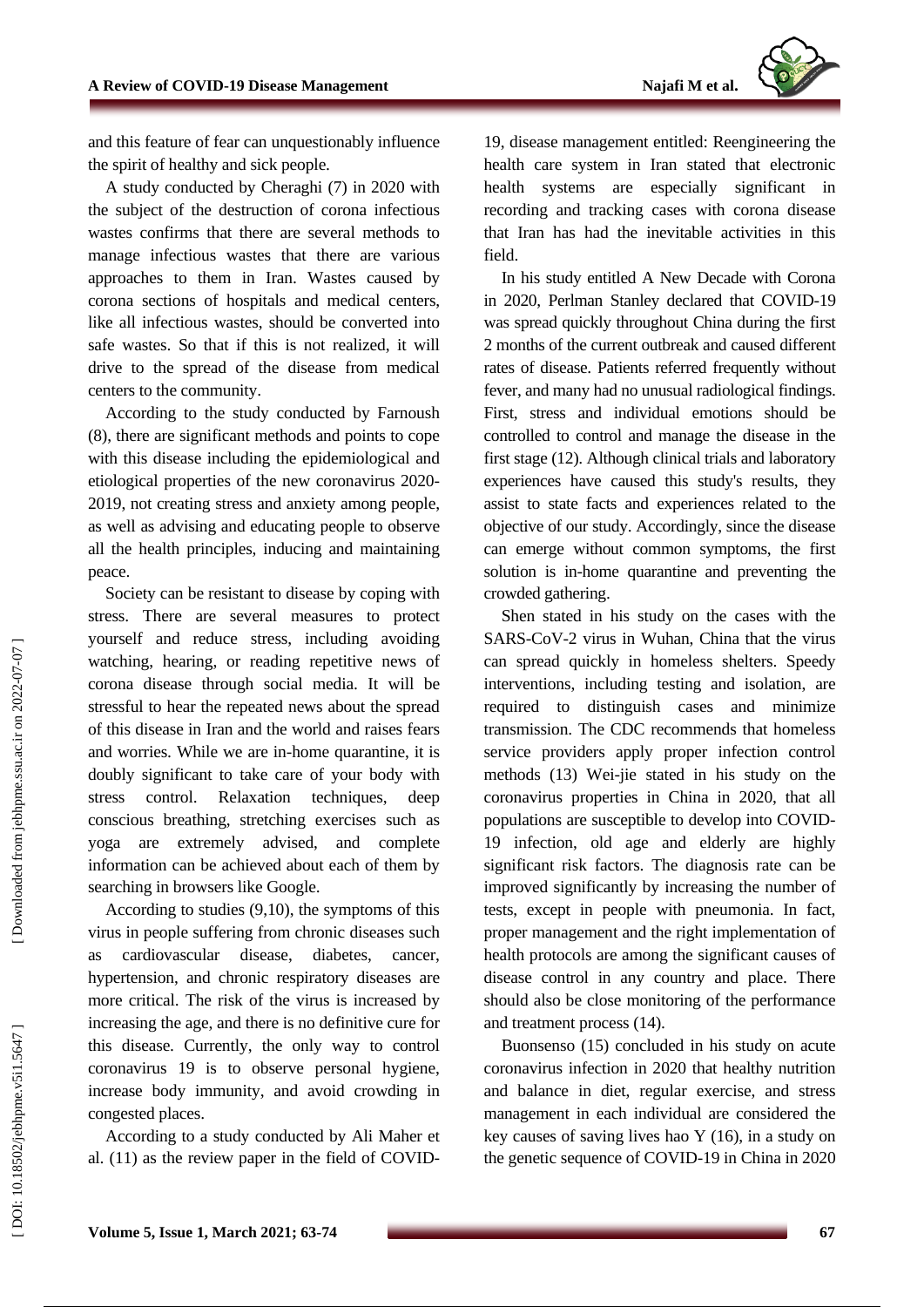and this feature of fear can unquestionably influence the spirit of healthy and sick people.

A study conducted by Cheraghi (7) in 2020 with the subject of the destruction of corona infectious wastes confirms that there are several methods to manage infectious wastes that there are various approaches to them in Iran. Wastes caused by corona sections of hospitals and medical centers, like all infectious wastes, should be converted into safe wastes. So that if this is not realized, it will drive to the spread of the disease from medical centers to the community.

According to the study conducted by Farnoush (8), there are significant methods and points to cope with this disease including the epidemiological and etiological properties of the new coronavirus 2020-2019, not creating stress and anxiety among people, as well as advising and educating people to observe all the health principles, inducing and maintaining peace.

Society can be resistant to disease by coping with stress. There are several measures to protect yourself and reduce stress, including avoiding watching, hearing, or reading repetitive news of corona disease through social media. It will be stressful to hear the repeated news about the spread of this disease in Iran and the world and raises fears and worries. While we are in-home quarantine, it is doubly significant to take care of your body with stress control. Relaxation techniques, deep conscious breathing, stretching exercises such as yoga are extremely advised, and complete information can be achieved about each of them by searching in browsers like Google.

According to studies (9,10), the symptoms of this virus in people suffering from chronic diseases such as cardiovascular disease, diabetes, cancer, hypertension, and chronic respiratory diseases are more critical. The risk of the virus is increased by increasing the age, and there is no definitive cure for this disease. Currently, the only way to control coronavirus 19 is to observe personal hygiene, increase body immunity, and avoid crowding in congested places.

According to a study conducted by Ali Maher et al. (11) as the review paper in the field of COVID-19, disease management entitled: Reengineering the health care system in Iran stated that electronic health systems are especially significant in recording and tracking cases with corona disease that Iran has had the inevitable activities in this field.

In his study entitled A New Decade with Corona in 2020, Perlman Stanley declared that COVID-19 was spread quickly throughout China during the first 2 months of the current outbreak and caused different rates of disease. Patients referred frequently without fever, and many had no unusual radiological findings. First, stress and individual emotions should be controlled to control and manage the disease in the first stage (12). Although clinical trials and laboratory experiences have caused this study's results, they assist to state facts and experiences related to the objective of our study. Accordingly, since the disease can emerge without common symptoms, the first solution is in-home quarantine and preventing the crowded gathering.

Shen stated in his study on the cases with the SARS-CoV-2 virus in Wuhan, China that the virus can spread quickly in homeless shelters. Speedy interventions, including testing and isolation, are required to distinguish cases and minimize transmission. The CDC recommends that homeless service providers apply proper infection control methods (13) Wei-jie stated in his study on the coronavirus properties in China in 2020, that all populations are susceptible to develop into COVID-19 infection, old age and elderly are highly significant risk factors. The diagnosis rate can be improved significantly by increasing the number of tests, except in people with pneumonia. In fact, proper management and the right implementation of health protocols are among the significant causes of disease control in any country and place. There should also be close monitoring of the performance and treatment process (14).

Buonsenso (15) concluded in his study on acute coronavirus infection in 2020 that healthy nutrition and balance in diet, regular exercise, and stress management in each individual are considered the key causes of saving lives hao Y (16), in a study on the genetic sequence of COVID-19 in China in 2020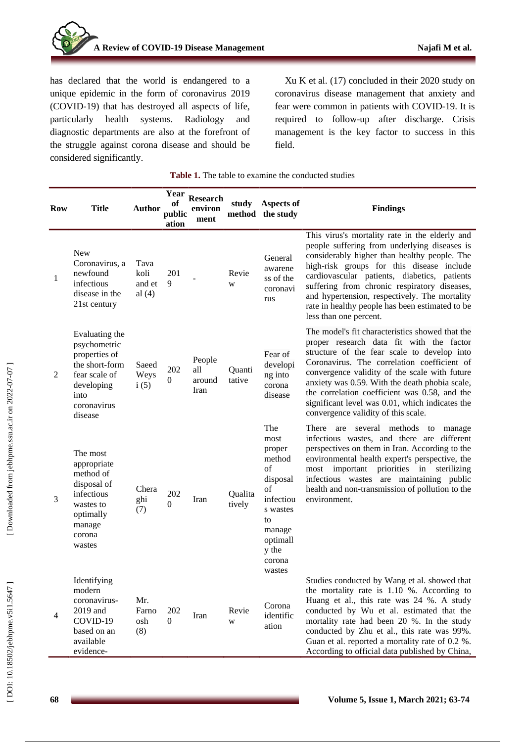has declared that the world is endangered to a unique epidemic in the form of coronavirus 2019 (COVID-19) that has destroyed all aspects of life, particularly health systems. Radiology and diagnostic departments are also at the forefront of the struggle against corona disease and should be considered significantly.

Xu K et al. (17) concluded in their 2020 study on coronavirus disease management that anxiety and fear were common in patients with COVID-19. It is required to follow-up after discharge. Crisis management is the key factor to success in this field.

**Table 1.** The table to examine the conducted studies

| Row | Title | Author | Year of publication | Research environment | study method | Aspects of the study | Findings |
|---|---|---|---|---|---|---|---|
| 1 | New Coronavirus, a newfound infectious disease in the 21st century | Tavakoli and et al (4) | 2019 | - | Review | General awareness of the coronavirus | This virus's mortality rate in the elderly and people suffering from underlying diseases is considerably higher than healthy people. The high-risk groups for this disease include cardiovascular patients, diabetics, patients suffering from chronic respiratory diseases, and hypertension, respectively. The mortality rate in healthy people has been estimated to be less than one percent. |
| 2 | Evaluating the psychometric properties of the short-form fear scale of developing into coronavirus disease | Saeed Weysi (5) | 2020 | People all around Iran | Quantitative | Fear of developing into corona disease | The model's fit characteristics showed that the proper research data fit with the factor structure of the fear scale to develop into Coronavirus. The correlation coefficient of convergence validity of the scale with future anxiety was 0.59. With the death phobia scale, the correlation coefficient was 0.58, and the significant level was 0.01, which indicates the convergence validity of this scale. |
| 3 | The most appropriate method of disposal of infectious wastes to optimally manage corona wastes | Cheraghi (7) | 2020 | Iran | Qualitatively | The most proper method of disposal of infectious wastes to manage optimally the corona wastes | There are several methods to manage infectious wastes, and there are different perspectives on them in Iran. According to the environmental health expert's perspective, the most important priorities in sterilizing infectious wastes are maintaining public health and non-transmission of pollution to the environment. |
| 4 | Identifying modern coronavirus-2019 and COVID-19 based on an available evidence- | Mr. Farnoosh (8) | 2020 | Iran | Review | Corona identification | Studies conducted by Wang et al. showed that the mortality rate is 1.10 %. According to Huang et al., this rate was 24 %. A study conducted by Wu et al. estimated that the mortality rate had been 20 %. In the study conducted by Zhu et al., this rate was 99%. Guan et al. reported a mortality rate of 0.2 %. According to official data published by China, |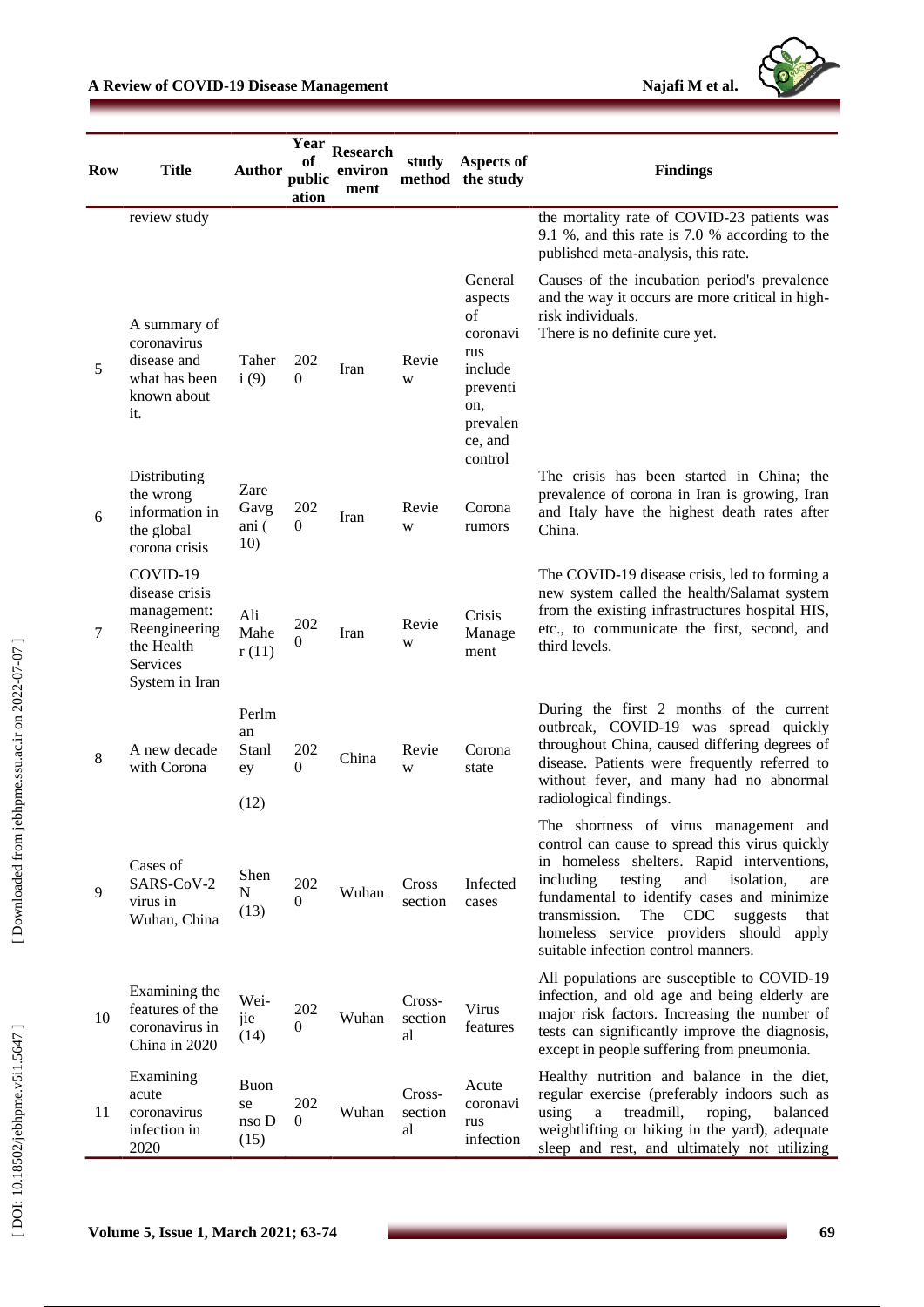| Row | Title | Author | Year of publication | Research environment | study method | Aspects of the study | Findings |
|---|---|---|---|---|---|---|---|
| | review study | | | | | | the mortality rate of COVID-23 patients was 9.1 %, and this rate is 7.0 % according to the published meta-analysis, this rate. |
| 5 | A summary of coronavirus disease and what has been known about it. | Taheri (9) | 2020 | Iran | Review | General aspects of coronavirus include prevention, prevalence, and control | Causes of the incubation period's prevalence and the way it occurs are more critical in high-risk individuals. There is no definite cure yet. |
| 6 | Distributing the wrong information in the global corona crisis | Zare Gavgani (10) | 2020 | Iran | Review | Corona rumors | The crisis has been started in China; the prevalence of corona in Iran is growing, Iran and Italy have the highest death rates after China. |
| 7 | COVID-19 disease crisis management: Reengineering the Health Services System in Iran | Ali Maher (11) | 2020 | Iran | Review | Crisis Management | The COVID-19 disease crisis, led to forming a new system called the health/Salamat system from the existing infrastructures hospital HIS, etc., to communicate the first, second, and third levels. |
| 8 | A new decade with Corona | Perlman Stanley (12) | 2020 | China | Review | Corona state | During the first 2 months of the current outbreak, COVID-19 was spread quickly throughout China, caused differing degrees of disease. Patients were frequently referred to without fever, and many had no abnormal radiological findings. |
| 9 | Cases of SARS-CoV-2 virus in Wuhan, China | Shen N (13) | 2020 | Wuhan | Cross section | Infected cases | The shortness of virus management and control can cause to spread this virus quickly in homeless shelters. Rapid interventions, including testing and isolation, are fundamental to identify cases and minimize transmission. The CDC suggests that homeless service providers should apply suitable infection control manners. |
| 10 | Examining the features of the coronavirus in China in 2020 | Wei-jie (14) | 2020 | Wuhan | Cross-sectional | Virus features | All populations are susceptible to COVID-19 infection, and old age and being elderly are major risk factors. Increasing the number of tests can significantly improve the diagnosis, except in people suffering from pneumonia. |
| 11 | Examining acute coronavirus infection in 2020 | Buonsenso D (15) | 2020 | Wuhan | Cross-sectional | Acute coronavirus infection | Healthy nutrition and balance in the diet, regular exercise (preferably indoors such as using a treadmill, roping, balanced weightlifting or hiking in the yard), adequate sleep and rest, and ultimately not utilizing |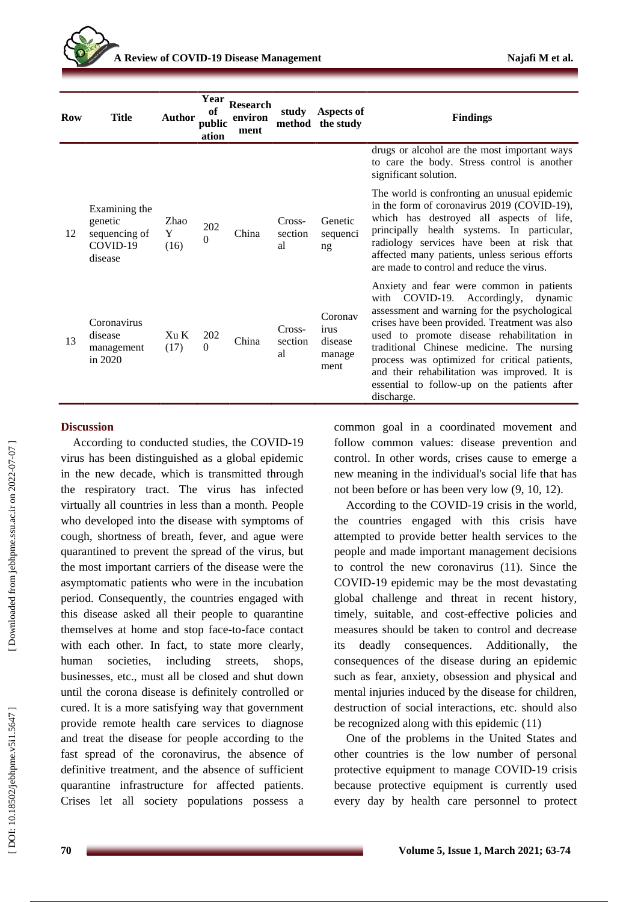| Row | Title | Author | Year of publication | Research environment | study method | Aspects of the study | Findings |
|---|---|---|---|---|---|---|---|
| | | | | | | | drugs or alcohol are the most important ways to care the body. Stress control is another significant solution. |
| 12 | Examining the genetic sequencing of COVID-19 disease | Zhao Y (16) | 2020 | China | Cross-sectional | Genetic sequencing | The world is confronting an unusual epidemic in the form of coronavirus 2019 (COVID-19), which has destroyed all aspects of life, principally health systems. In particular, radiology services have been at risk that affected many patients, unless serious efforts are made to control and reduce the virus. |
| 13 | Coronavirus disease management in 2020 | Xu K (17) | 2020 | China | Cross-sectional | Coronavirus disease management | Anxiety and fear were common in patients with COVID-19. Accordingly, dynamic assessment and warning for the psychological crises have been provided. Treatment was also used to promote disease rehabilitation in traditional Chinese medicine. The nursing process was optimized for critical patients, and their rehabilitation was improved. It is essential to follow-up on the patients after discharge. |

## Discussion

According to conducted studies, the COVID-19 virus has been distinguished as a global epidemic in the new decade, which is transmitted through the respiratory tract. The virus has infected virtually all countries in less than a month. People who developed into the disease with symptoms of cough, shortness of breath, fever, and ague were quarantined to prevent the spread of the virus, but the most important carriers of the disease were the asymptomatic patients who were in the incubation period. Consequently, the countries engaged with this disease asked all their people to quarantine themselves at home and stop face-to-face contact with each other. In fact, to state more clearly, human societies, including streets, shops, businesses, etc., must all be closed and shut down until the corona disease is definitely controlled or cured. It is a more satisfying way that government provide remote health care services to diagnose and treat the disease for people according to the fast spread of the coronavirus, the absence of definitive treatment, and the absence of sufficient quarantine infrastructure for affected patients. Crises let all society populations possess a common goal in a coordinated movement and follow common values: disease prevention and control. In other words, crises cause to emerge a new meaning in the individual's social life that has not been before or has been very low (9, 10, 12).

According to the COVID-19 crisis in the world, the countries engaged with this crisis have attempted to provide better health services to the people and made important management decisions to control the new coronavirus (11). Since the COVID-19 epidemic may be the most devastating global challenge and threat in recent history, timely, suitable, and cost-effective policies and measures should be taken to control and decrease its deadly consequences. Additionally, the consequences of the disease during an epidemic such as fear, anxiety, obsession and physical and mental injuries induced by the disease for children, destruction of social interactions, etc. should also be recognized along with this epidemic (11)

One of the problems in the United States and other countries is the low number of personal protective equipment to manage COVID-19 crisis because protective equipment is currently used every day by health care personnel to protect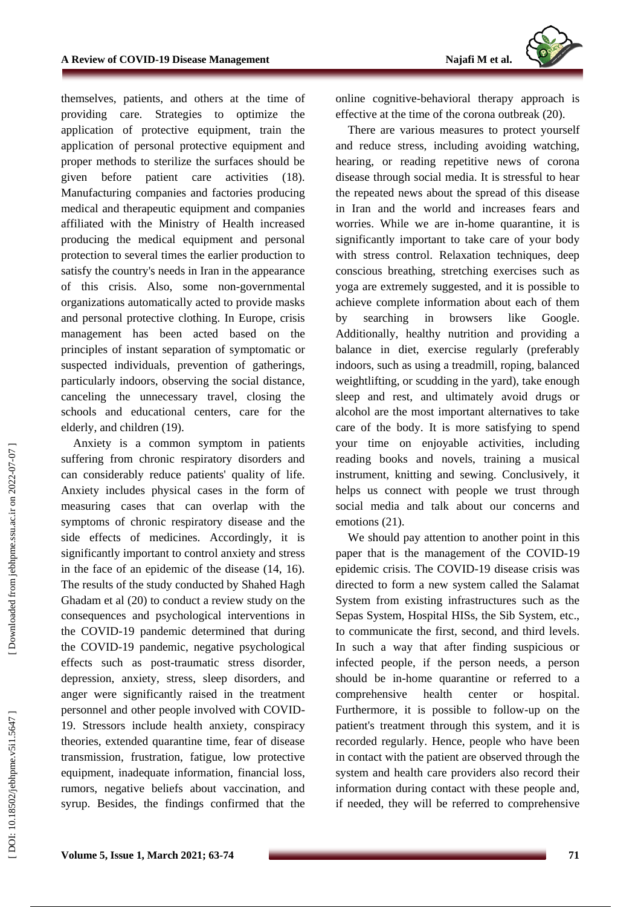themselves, patients, and others at the time of providing care. Strategies to optimize the application of protective equipment, train the application of personal protective equipment and proper methods to sterilize the surfaces should be given before patient care activities (18). Manufacturing companies and factories producing medical and therapeutic equipment and companies affiliated with the Ministry of Health increased producing the medical equipment and personal protection to several times the earlier production to satisfy the country's needs in Iran in the appearance of this crisis. Also, some non-governmental organizations automatically acted to provide masks and personal protective clothing. In Europe, crisis management has been acted based on the principles of instant separation of symptomatic or suspected individuals, prevention of gatherings, particularly indoors, observing the social distance, canceling the unnecessary travel, closing the schools and educational centers, care for the elderly, and children (19).

Anxiety is a common symptom in patients suffering from chronic respiratory disorders and can considerably reduce patients' quality of life. Anxiety includes physical cases in the form of measuring cases that can overlap with the symptoms of chronic respiratory disease and the side effects of medicines. Accordingly, it is significantly important to control anxiety and stress in the face of an epidemic of the disease (14, 16). The results of the study conducted by Shahed Hagh Ghadam et al (20) to conduct a review study on the consequences and psychological interventions in the COVID-19 pandemic determined that during the COVID-19 pandemic, negative psychological effects such as post-traumatic stress disorder, depression, anxiety, stress, sleep disorders, and anger were significantly raised in the treatment personnel and other people involved with COVID-19. Stressors include health anxiety, conspiracy theories, extended quarantine time, fear of disease transmission, frustration, fatigue, low protective equipment, inadequate information, financial loss, rumors, negative beliefs about vaccination, and syrup. Besides, the findings confirmed that the online cognitive-behavioral therapy approach is effective at the time of the corona outbreak (20).

There are various measures to protect yourself and reduce stress, including avoiding watching, hearing, or reading repetitive news of corona disease through social media. It is stressful to hear the repeated news about the spread of this disease in Iran and the world and increases fears and worries. While we are in-home quarantine, it is significantly important to take care of your body with stress control. Relaxation techniques, deep conscious breathing, stretching exercises such as yoga are extremely suggested, and it is possible to achieve complete information about each of them by searching in browsers like Google. Additionally, healthy nutrition and providing a balance in diet, exercise regularly (preferably indoors, such as using a treadmill, roping, balanced weightlifting, or scudding in the yard), take enough sleep and rest, and ultimately avoid drugs or alcohol are the most important alternatives to take care of the body. It is more satisfying to spend your time on enjoyable activities, including reading books and novels, training a musical instrument, knitting and sewing. Conclusively, it helps us connect with people we trust through social media and talk about our concerns and emotions (21).

We should pay attention to another point in this paper that is the management of the COVID-19 epidemic crisis. The COVID-19 disease crisis was directed to form a new system called the Salamat System from existing infrastructures such as the Sepas System, Hospital HISs, the Sib System, etc., to communicate the first, second, and third levels. In such a way that after finding suspicious or infected people, if the person needs, a person should be in-home quarantine or referred to a comprehensive health center or hospital. Furthermore, it is possible to follow-up on the patient's treatment through this system, and it is recorded regularly. Hence, people who have been in contact with the patient are observed through the system and health care providers also record their information during contact with these people and, if needed, they will be referred to comprehensive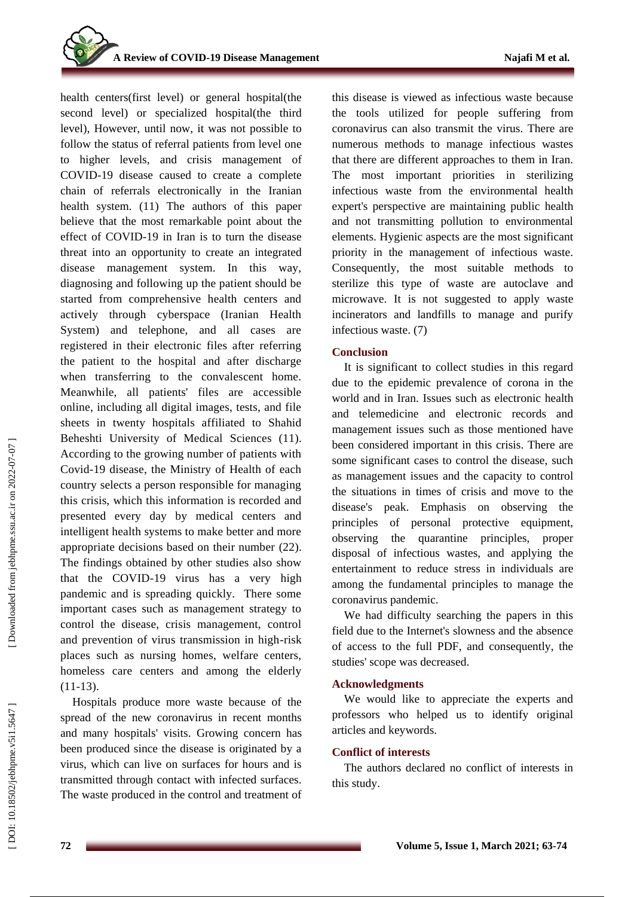health centers(first level) or general hospital(the second level) or specialized hospital(the third level), However, until now, it was not possible to follow the status of referral patients from level one to higher levels, and crisis management of COVID-19 disease caused to create a complete chain of referrals electronically in the Iranian health system. (11) The authors of this paper believe that the most remarkable point about the effect of COVID-19 in Iran is to turn the disease threat into an opportunity to create an integrated disease management system. In this way, diagnosing and following up the patient should be started from comprehensive health centers and actively through cyberspace (Iranian Health System) and telephone, and all cases are registered in their electronic files after referring the patient to the hospital and after discharge when transferring to the convalescent home. Meanwhile, all patients' files are accessible online, including all digital images, tests, and file sheets in twenty hospitals affiliated to Shahid Beheshti University of Medical Sciences (11). According to the growing number of patients with Covid-19 disease, the Ministry of Health of each country selects a person responsible for managing this crisis, which this information is recorded and presented every day by medical centers and intelligent health systems to make better and more appropriate decisions based on their number (22). The findings obtained by other studies also show that the COVID-19 virus has a very high pandemic and is spreading quickly. There some important cases such as management strategy to control the disease, crisis management, control and prevention of virus transmission in high-risk places such as nursing homes, welfare centers, homeless care centers and among the elderly (11-13).

Hospitals produce more waste because of the spread of the new coronavirus in recent months and many hospitals' visits. Growing concern has been produced since the disease is originated by a virus, which can live on surfaces for hours and is transmitted through contact with infected surfaces. The waste produced in the control and treatment of this disease is viewed as infectious waste because the tools utilized for people suffering from coronavirus can also transmit the virus. There are numerous methods to manage infectious wastes that there are different approaches to them in Iran. The most important priorities in sterilizing infectious waste from the environmental health expert's perspective are maintaining public health and not transmitting pollution to environmental elements. Hygienic aspects are the most significant priority in the management of infectious waste. Consequently, the most suitable methods to sterilize this type of waste are autoclave and microwave. It is not suggested to apply waste incinerators and landfills to manage and purify infectious waste. (7)

## Conclusion

It is significant to collect studies in this regard due to the epidemic prevalence of corona in the world and in Iran. Issues such as electronic health and telemedicine and electronic records and management issues such as those mentioned have been considered important in this crisis. There are some significant cases to control the disease, such as management issues and the capacity to control the situations in times of crisis and move to the disease's peak. Emphasis on observing the principles of personal protective equipment, observing the quarantine principles, proper disposal of infectious wastes, and applying the entertainment to reduce stress in individuals are among the fundamental principles to manage the coronavirus pandemic.

We had difficulty searching the papers in this field due to the Internet's slowness and the absence of access to the full PDF, and consequently, the studies' scope was decreased.

## Acknowledgments

We would like to appreciate the experts and professors who helped us to identify original articles and keywords.

## Conflict of interests

The authors declared no conflict of interests in this study.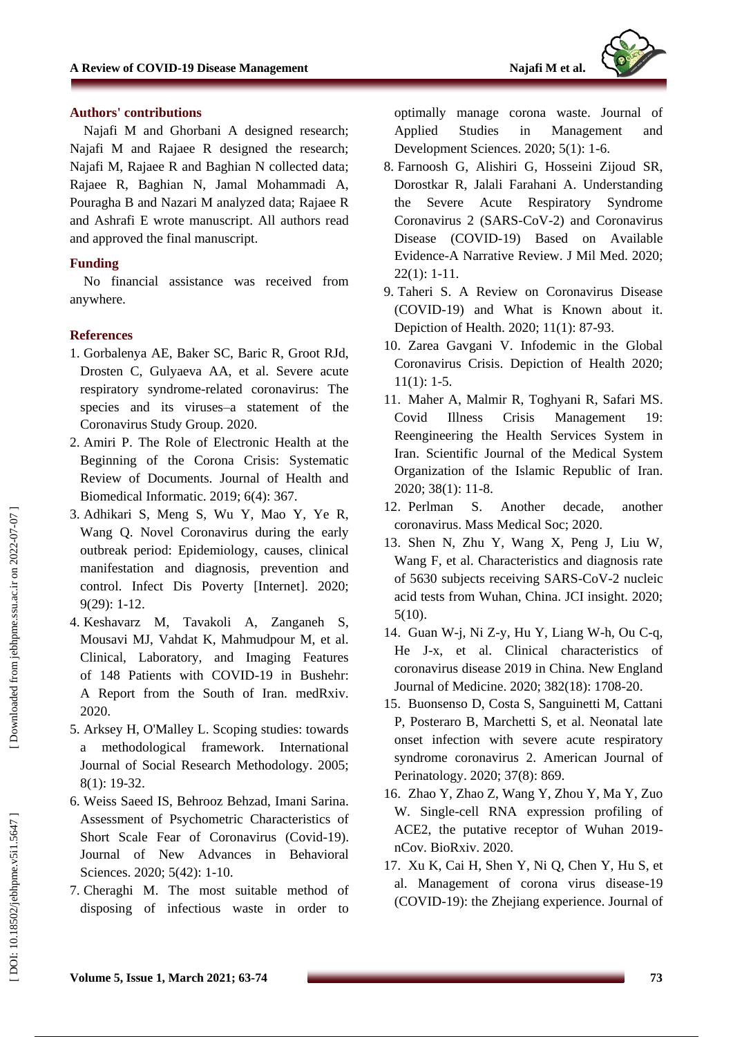## Authors' contributions

Najafi M and Ghorbani A designed research; Najafi M and Rajaee R designed the research; Najafi M, Rajaee R and Baghian N collected data; Rajaee R, Baghian N, Jamal Mohammadi A, Pouragha B and Nazari M analyzed data; Rajaee R and Ashrafi E wrote manuscript. All authors read and approved the final manuscript.

## Funding

No financial assistance was received from anywhere.

## References

1. Gorbalenya AE, Baker SC, Baric R, Groot RJd, Drosten C, Gulyaeva AA, et al. Severe acute respiratory syndrome-related coronavirus: The species and its viruses–a statement of the Coronavirus Study Group. 2020.
2. Amiri P. The Role of Electronic Health at the Beginning of the Corona Crisis: Systematic Review of Documents. Journal of Health and Biomedical Informatic. 2019; 6(4): 367.
3. Adhikari S, Meng S, Wu Y, Mao Y, Ye R, Wang Q. Novel Coronavirus during the early outbreak period: Epidemiology, causes, clinical manifestation and diagnosis, prevention and control. Infect Dis Poverty [Internet]. 2020; 9(29): 1-12.
4. Keshavarz M, Tavakoli A, Zanganeh S, Mousavi MJ, Vahdat K, Mahmudpour M, et al. Clinical, Laboratory, and Imaging Features of 148 Patients with COVID-19 in Bushehr: A Report from the South of Iran. medRxiv. 2020.
5. Arksey H, O'Malley L. Scoping studies: towards a methodological framework. International Journal of Social Research Methodology. 2005; 8(1): 19-32.
6. Weiss Saeed IS, Behrooz Behzad, Imani Sarina. Assessment of Psychometric Characteristics of Short Scale Fear of Coronavirus (Covid-19). Journal of New Advances in Behavioral Sciences. 2020; 5(42): 1-10.
7. Cheraghi M. The most suitable method of disposing of infectious waste in order to optimally manage corona waste. Journal of Applied Studies in Management and Development Sciences. 2020; 5(1): 1-6.
8. Farnoosh G, Alishiri G, Hosseini Zijoud SR, Dorostkar R, Jalali Farahani A. Understanding the Severe Acute Respiratory Syndrome Coronavirus 2 (SARS-CoV-2) and Coronavirus Disease (COVID-19) Based on Available Evidence-A Narrative Review. J Mil Med. 2020; 22(1): 1-11.
9. Taheri S. A Review on Coronavirus Disease (COVID-19) and What is Known about it. Depiction of Health. 2020; 11(1): 87-93.
10. Zarea Gavgani V. Infodemic in the Global Coronavirus Crisis. Depiction of Health 2020; 11(1): 1-5.
11. Maher A, Malmir R, Toghyani R, Safari MS. Covid Illness Crisis Management 19: Reengineering the Health Services System in Iran. Scientific Journal of the Medical System Organization of the Islamic Republic of Iran. 2020; 38(1): 11-8.
12. Perlman S. Another decade, another coronavirus. Mass Medical Soc; 2020.
13. Shen N, Zhu Y, Wang X, Peng J, Liu W, Wang F, et al. Characteristics and diagnosis rate of 5630 subjects receiving SARS-CoV-2 nucleic acid tests from Wuhan, China. JCI insight. 2020; 5(10).
14. Guan W-j, Ni Z-y, Hu Y, Liang W-h, Ou C-q, He J-x, et al. Clinical characteristics of coronavirus disease 2019 in China. New England Journal of Medicine. 2020; 382(18): 1708-20.
15. Buonsenso D, Costa S, Sanguinetti M, Cattani P, Posteraro B, Marchetti S, et al. Neonatal late onset infection with severe acute respiratory syndrome coronavirus 2. American Journal of Perinatology. 2020; 37(8): 869.
16. Zhao Y, Zhao Z, Wang Y, Zhou Y, Ma Y, Zuo W. Single-cell RNA expression profiling of ACE2, the putative receptor of Wuhan 2019-nCov. BioRxiv. 2020.
17. Xu K, Cai H, Shen Y, Ni Q, Chen Y, Hu S, et al. Management of corona virus disease-19 (COVID-19): the Zhejiang experience. Journal of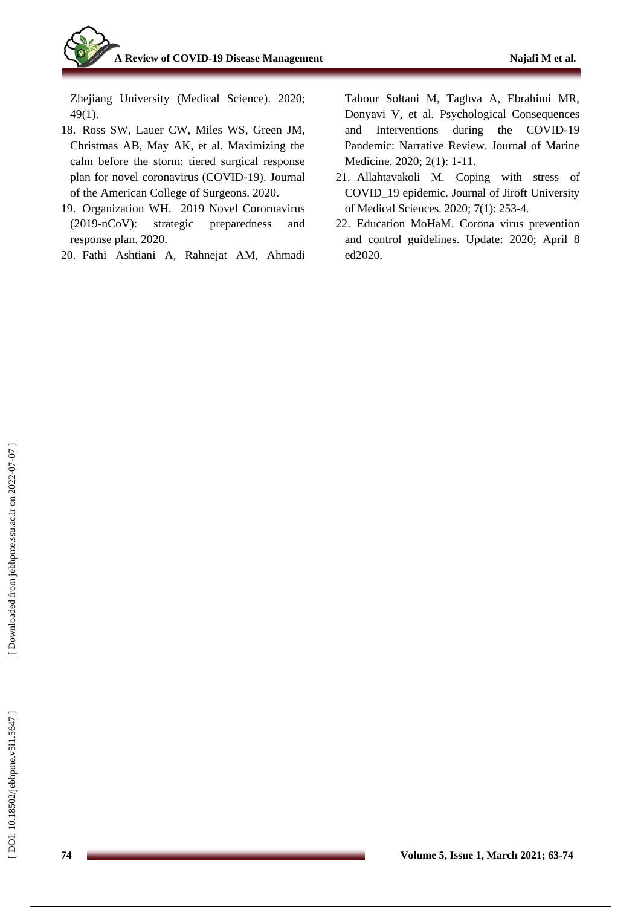Zhejiang University (Medical Science). 2020; 49(1).

18. Ross SW, Lauer CW, Miles WS, Green JM, Christmas AB, May AK, et al. Maximizing the calm before the storm: tiered surgical response plan for novel coronavirus (COVID-19). Journal of the American College of Surgeons. 2020.
19. Organization WH. 2019 Novel Corornavirus (2019-nCoV): strategic preparedness and response plan. 2020.
20. Fathi Ashtiani A, Rahnejat AM, Ahmadi Tahour Soltani M, Taghva A, Ebrahimi MR, Donyavi V, et al. Psychological Consequences and Interventions during the COVID-19 Pandemic: Narrative Review. Journal of Marine Medicine. 2020; 2(1): 1-11.
21. Allahtavakoli M. Coping with stress of COVID_19 epidemic. Journal of Jiroft University of Medical Sciences. 2020; 7(1): 253-4.
22. Education MoHaM. Corona virus prevention and control guidelines. Update: 2020; April 8 ed2020.